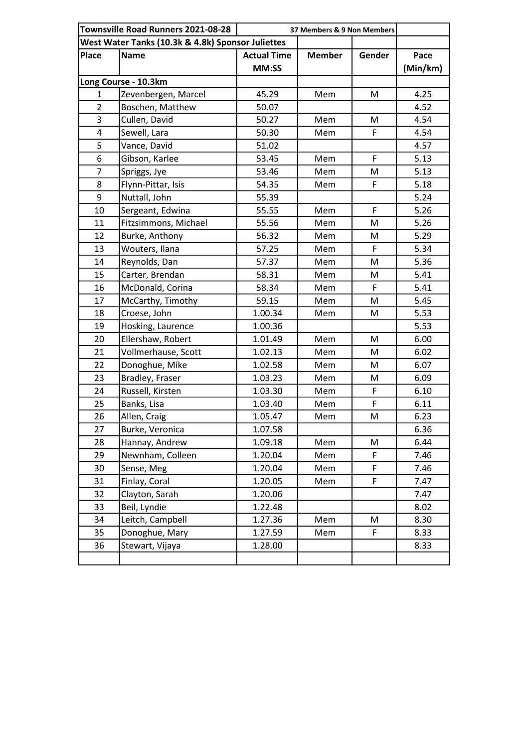| Townsville Road Runners 2021-08-28 | | 37 Members & 9 Non Members | | | |
|---|---|---|---|---|---|
| West Water Tanks (10.3k & 4.8k) Sponsor Juliettes | | | | | |
| Place | Name | Actual Time MM:SS | Member | Gender | Pace (Min/km) |
| Long Course - 10.3km | | | | | |
| 1 | Zevenbergen, Marcel | 45.29 | Mem | M | 4.25 |
| 2 | Boschen, Matthew | 50.07 | | | 4.52 |
| 3 | Cullen, David | 50.27 | Mem | M | 4.54 |
| 4 | Sewell, Lara | 50.30 | Mem | F | 4.54 |
| 5 | Vance, David | 51.02 | | | 4.57 |
| 6 | Gibson, Karlee | 53.45 | Mem | F | 5.13 |
| 7 | Spriggs, Jye | 53.46 | Mem | M | 5.13 |
| 8 | Flynn-Pittar, Isis | 54.35 | Mem | F | 5.18 |
| 9 | Nuttall, John | 55.39 | | | 5.24 |
| 10 | Sergeant, Edwina | 55.55 | Mem | F | 5.26 |
| 11 | Fitzsimmons, Michael | 55.56 | Mem | M | 5.26 |
| 12 | Burke, Anthony | 56.32 | Mem | M | 5.29 |
| 13 | Wouters, Ilana | 57.25 | Mem | F | 5.34 |
| 14 | Reynolds, Dan | 57.37 | Mem | M | 5.36 |
| 15 | Carter, Brendan | 58.31 | Mem | M | 5.41 |
| 16 | McDonald, Corina | 58.34 | Mem | F | 5.41 |
| 17 | McCarthy, Timothy | 59.15 | Mem | M | 5.45 |
| 18 | Croese, John | 1.00.34 | Mem | M | 5.53 |
| 19 | Hosking, Laurence | 1.00.36 | | | 5.53 |
| 20 | Ellershaw, Robert | 1.01.49 | Mem | M | 6.00 |
| 21 | Vollmerhause, Scott | 1.02.13 | Mem | M | 6.02 |
| 22 | Donoghue, Mike | 1.02.58 | Mem | M | 6.07 |
| 23 | Bradley, Fraser | 1.03.23 | Mem | M | 6.09 |
| 24 | Russell, Kirsten | 1.03.30 | Mem | F | 6.10 |
| 25 | Banks, Lisa | 1.03.40 | Mem | F | 6.11 |
| 26 | Allen, Craig | 1.05.47 | Mem | M | 6.23 |
| 27 | Burke, Veronica | 1.07.58 | | | 6.36 |
| 28 | Hannay, Andrew | 1.09.18 | Mem | M | 6.44 |
| 29 | Newnham, Colleen | 1.20.04 | Mem | F | 7.46 |
| 30 | Sense, Meg | 1.20.04 | Mem | F | 7.46 |
| 31 | Finlay, Coral | 1.20.05 | Mem | F | 7.47 |
| 32 | Clayton, Sarah | 1.20.06 | | | 7.47 |
| 33 | Beil, Lyndie | 1.22.48 | | | 8.02 |
| 34 | Leitch, Campbell | 1.27.36 | Mem | M | 8.30 |
| 35 | Donoghue, Mary | 1.27.59 | Mem | F | 8.33 |
| 36 | Stewart, Vijaya | 1.28.00 | | | 8.33 |
| | | | | | |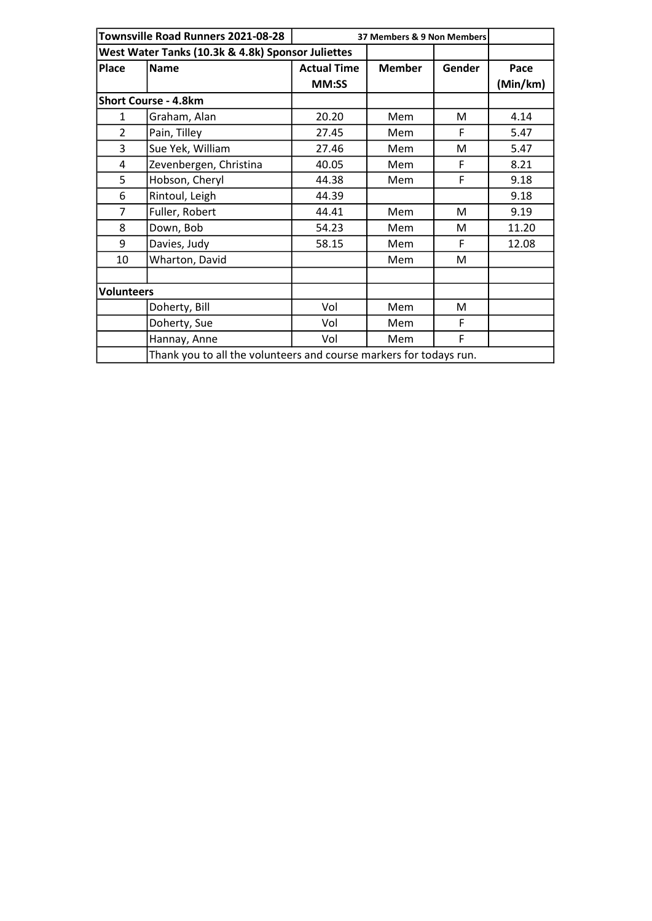| Townsville Road Runners 2021-08-28 | | 37 Members & 9 Non Members | | | |
|---|---|---|---|---|---|
| West Water Tanks (10.3k & 4.8k) Sponsor Juliettes | | | | | |
| Place | Name | Actual Time MM:SS | Member | Gender | Pace (Min/km) |
| Short Course - 4.8km | | | | | |
| 1 | Graham, Alan | 20.20 | Mem | M | 4.14 |
| 2 | Pain, Tilley | 27.45 | Mem | F | 5.47 |
| 3 | Sue Yek, William | 27.46 | Mem | M | 5.47 |
| 4 | Zevenbergen, Christina | 40.05 | Mem | F | 8.21 |
| 5 | Hobson, Cheryl | 44.38 | Mem | F | 9.18 |
| 6 | Rintoul, Leigh | 44.39 | | | 9.18 |
| 7 | Fuller, Robert | 44.41 | Mem | M | 9.19 |
| 8 | Down, Bob | 54.23 | Mem | M | 11.20 |
| 9 | Davies, Judy | 58.15 | Mem | F | 12.08 |
| 10 | Wharton, David | | Mem | M | |
| | | | | | |
| Volunteers | | | | | |
| | Doherty, Bill | Vol | Mem | M | |
| | Doherty, Sue | Vol | Mem | F | |
| | Hannay, Anne | Vol | Mem | F | |
| | Thank you to all the volunteers and course markers for todays run. | | | | |